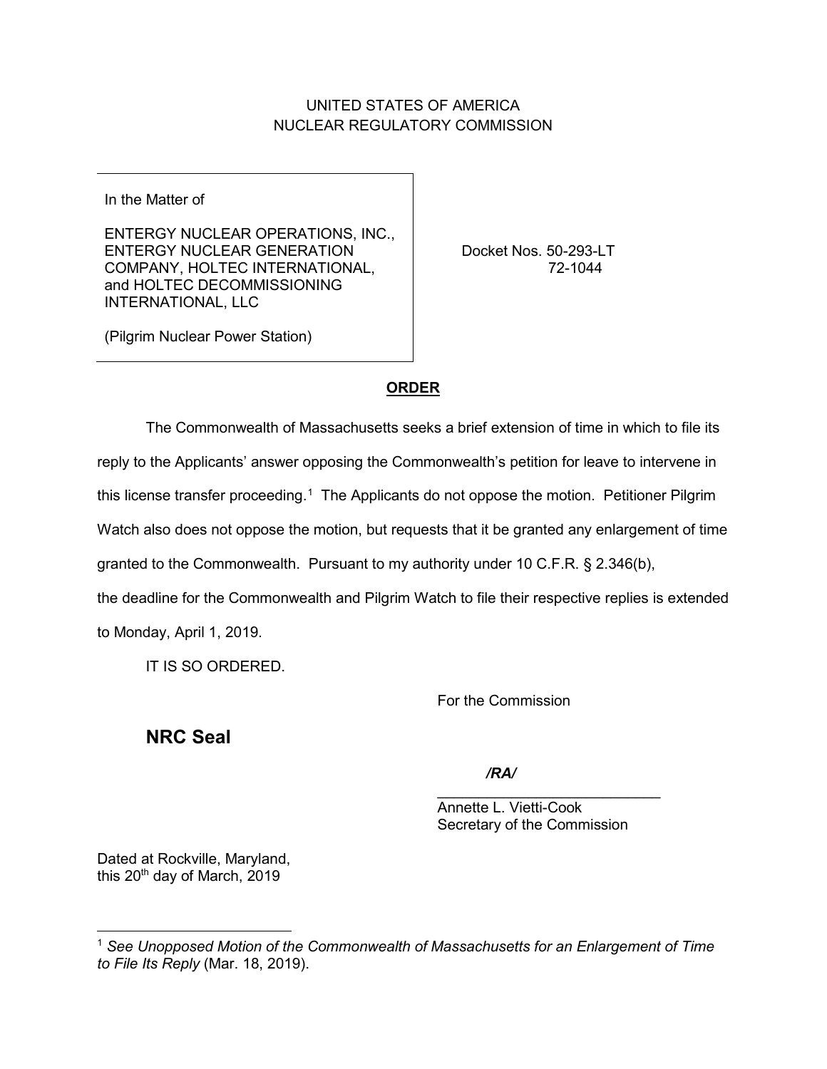UNITED STATES OF AMERICA
NUCLEAR REGULATORY COMMISSION

| | |
|---|---|
| In the Matter of<br><br>ENTERGY NUCLEAR OPERATIONS, INC., ENTERGY NUCLEAR GENERATION COMPANY, HOLTEC INTERNATIONAL, and HOLTEC DECOMMISSIONING INTERNATIONAL, LLC<br><br>(Pilgrim Nuclear Power Station) | Docket Nos. 50-293-LT<br>72-1044 |

**ORDER**

The Commonwealth of Massachusetts seeks a brief extension of time in which to file its reply to the Applicants' answer opposing the Commonwealth's petition for leave to intervene in this license transfer proceeding.[1] The Applicants do not oppose the motion. Petitioner Pilgrim Watch also does not oppose the motion, but requests that it be granted any enlargement of time granted to the Commonwealth. Pursuant to my authority under 10 C.F.R. § 2.346(b), the deadline for the Commonwealth and Pilgrim Watch to file their respective replies is extended to Monday, April 1, 2019.

IT IS SO ORDERED.

For the Commission

**NRC Seal**

***/RA/***

Annette L. Vietti-Cook
Secretary of the Commission

Dated at Rockville, Maryland,
this 20th day of March, 2019

[1] *See Unopposed Motion of the Commonwealth of Massachusetts for an Enlargement of Time to File Its Reply* (Mar. 18, 2019).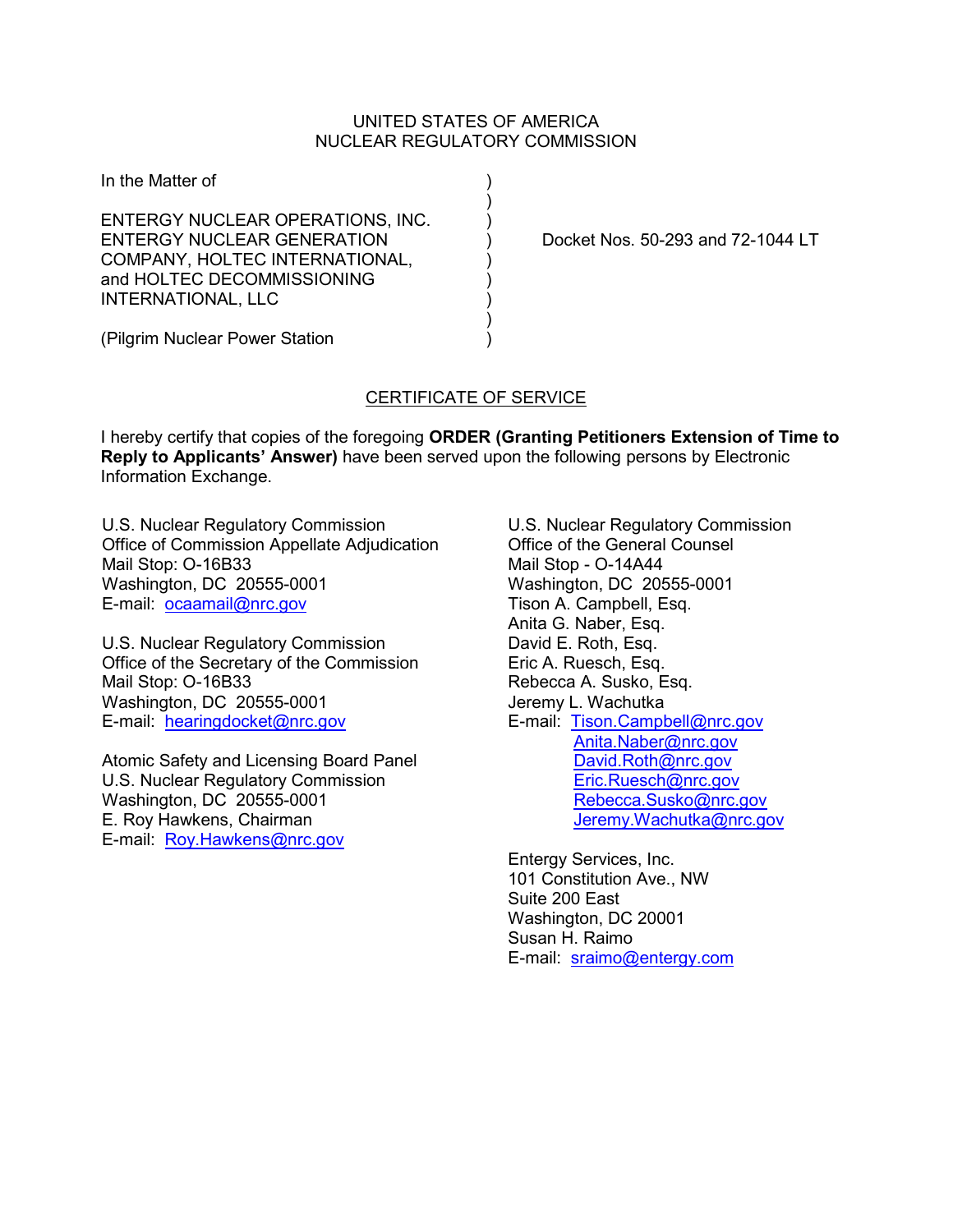UNITED STATES OF AMERICA
NUCLEAR REGULATORY COMMISSION

In the Matter of )
)
ENTERGY NUCLEAR OPERATIONS, INC. )
ENTERGY NUCLEAR GENERATION ) Docket Nos. 50-293 and 72-1044 LT
COMPANY, HOLTEC INTERNATIONAL, )
and HOLTEC DECOMMISSIONING )
INTERNATIONAL, LLC )
)
(Pilgrim Nuclear Power Station )

CERTIFICATE OF SERVICE

I hereby certify that copies of the foregoing **ORDER (Granting Petitioners Extension of Time to Reply to Applicants' Answer)** have been served upon the following persons by Electronic Information Exchange.

U.S. Nuclear Regulatory Commission
Office of Commission Appellate Adjudication
Mail Stop: O-16B33
Washington, DC 20555-0001
E-mail: ocaamail@nrc.gov

U.S. Nuclear Regulatory Commission
Office of the Secretary of the Commission
Mail Stop: O-16B33
Washington, DC 20555-0001
E-mail: hearingdocket@nrc.gov

Atomic Safety and Licensing Board Panel
U.S. Nuclear Regulatory Commission
Washington, DC 20555-0001
E. Roy Hawkens, Chairman
E-mail: Roy.Hawkens@nrc.gov

U.S. Nuclear Regulatory Commission
Office of the General Counsel
Mail Stop - O-14A44
Washington, DC 20555-0001
Tison A. Campbell, Esq.
Anita G. Naber, Esq.
David E. Roth, Esq.
Eric A. Ruesch, Esq.
Rebecca A. Susko, Esq.
Jeremy L. Wachutka
E-mail: Tison.Campbell@nrc.gov
Anita.Naber@nrc.gov
David.Roth@nrc.gov
Eric.Ruesch@nrc.gov
Rebecca.Susko@nrc.gov
Jeremy.Wachutka@nrc.gov

Entergy Services, Inc.
101 Constitution Ave., NW
Suite 200 East
Washington, DC 20001
Susan H. Raimo
E-mail: sraimo@entergy.com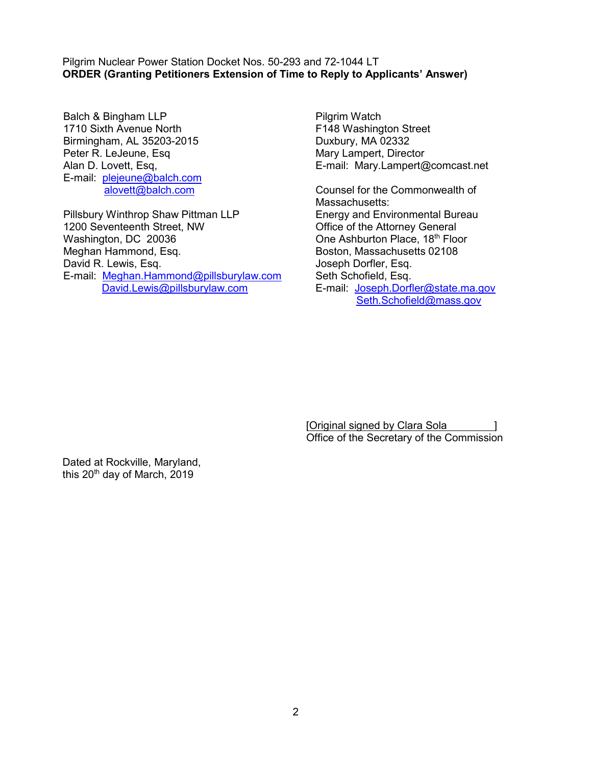Pilgrim Nuclear Power Station Docket Nos. 50-293 and 72-1044 LT
**ORDER (Granting Petitioners Extension of Time to Reply to Applicants' Answer)**

Balch & Bingham LLP
1710 Sixth Avenue North
Birmingham, AL 35203-2015
Peter R. LeJeune, Esq
Alan D. Lovett, Esq,
E-mail: plejeune@balch.com
alovett@balch.com

Pillsbury Winthrop Shaw Pittman LLP
1200 Seventeenth Street, NW
Washington, DC 20036
Meghan Hammond, Esq.
David R. Lewis, Esq.
E-mail: Meghan.Hammond@pillsburylaw.com
David.Lewis@pillsburylaw.com

Pilgrim Watch
F148 Washington Street
Duxbury, MA 02332
Mary Lampert, Director
E-mail: Mary.Lampert@comcast.net

Counsel for the Commonwealth of Massachusetts:
Energy and Environmental Bureau
Office of the Attorney General
One Ashburton Place, 18th Floor
Boston, Massachusetts 02108
Joseph Dorfler, Esq.
Seth Schofield, Esq.
E-mail: Joseph.Dorfler@state.ma.gov
Seth.Schofield@mass.gov

[Original signed by Clara Sola ]
Office of the Secretary of the Commission

Dated at Rockville, Maryland,
this 20th day of March, 2019